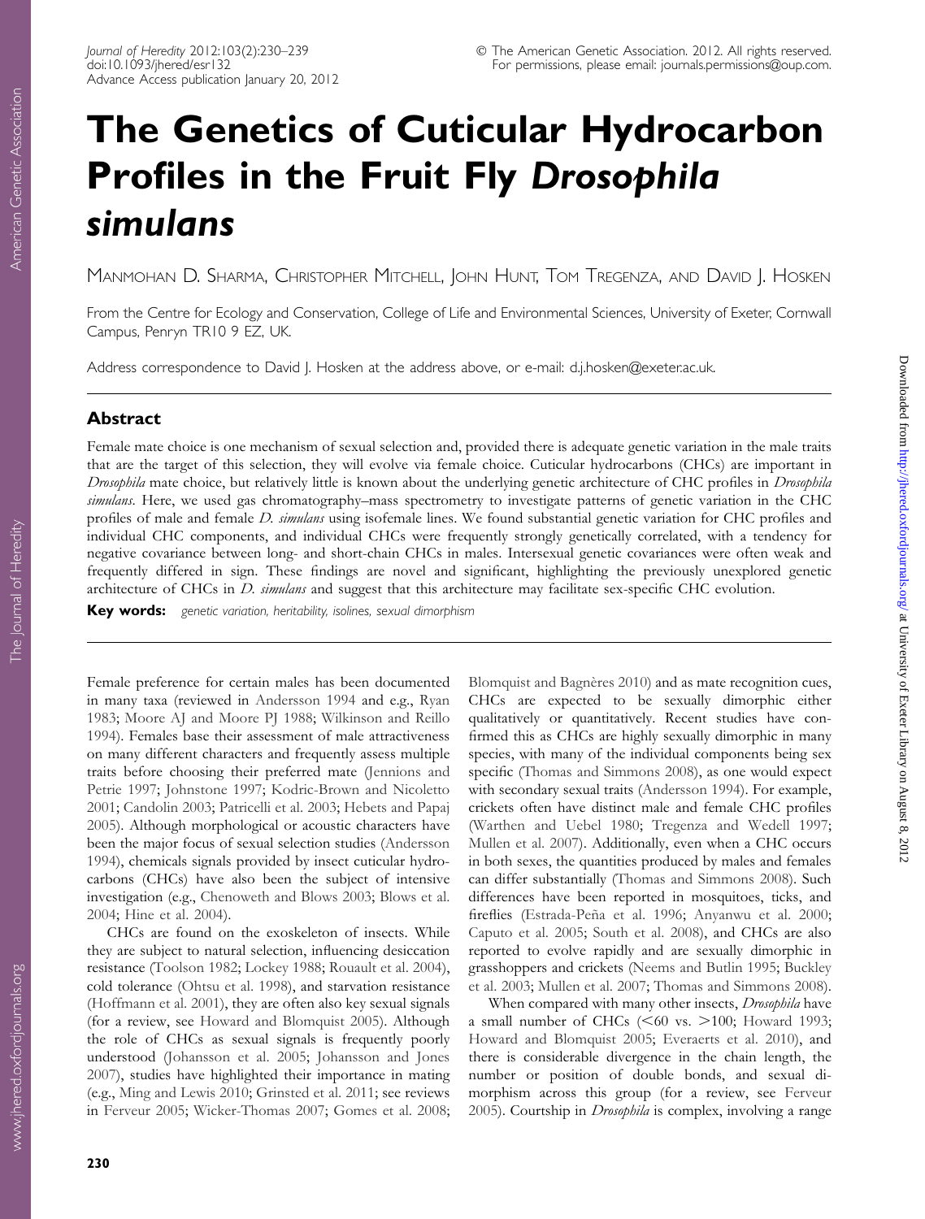# The Genetics of Cuticular Hydrocarbon Profiles in the Fruit Fly *Drosophila simulans*

MANMOHAN D. SHARMA, CHRISTOPHER MITCHELL, JOHN HUNT, TOM TREGENZA, AND DAVID J. HOSKEN

From the Centre for Ecology and Conservation, College of Life and Environmental Sciences, University of Exeter, Cornwall Campus, Penryn TR10 9 EZ, UK.

Address correspondence to David J. Hosken at the address above, or e-mail: d.j.hosken@exeter.ac.uk.

## Abstract

Female mate choice is one mechanism of sexual selection and, provided there is adequate genetic variation in the male traits that are the target of this selection, they will evolve via female choice. Cuticular hydrocarbons (CHCs) are important in *Drosophila* mate choice, but relatively little is known about the underlying genetic architecture of CHC profiles in *Drosophila simulans*. Here, we used gas chromatography–mass spectrometry to investigate patterns of genetic variation in the CHC profiles of male and female *D. simulans* using isofemale lines. We found substantial genetic variation for CHC profiles and individual CHC components, and individual CHCs were frequently strongly genetically correlated, with a tendency for negative covariance between long- and short-chain CHCs in males. Intersexual genetic covariances were often weak and frequently differed in sign. These findings are novel and significant, highlighting the previously unexplored genetic architecture of CHCs in *D. simulans* and suggest that this architecture may facilitate sex-specific CHC evolution.

**Key words:** *genetic variation, heritability, isolines, sexual dimorphism*

Female preference for certain males has been documented in many taxa (reviewed in Andersson 1994 and e.g., Ryan 1983; Moore AJ and Moore PJ 1988; Wilkinson and Reillo 1994). Females base their assessment of male attractiveness on many different characters and frequently assess multiple traits before choosing their preferred mate (Jennions and Petrie 1997; Johnstone 1997; Kodric-Brown and Nicoletto 2001; Candolin 2003; Patricelli et al. 2003; Hebets and Papaj 2005). Although morphological or acoustic characters have been the major focus of sexual selection studies (Andersson 1994), chemicals signals provided by insect cuticular hydrocarbons (CHCs) have also been the subject of intensive investigation (e.g., Chenoweth and Blows 2003; Blows et al. 2004; Hine et al. 2004).

CHCs are found on the exoskeleton of insects. While they are subject to natural selection, influencing desiccation resistance (Toolson 1982; Lockey 1988; Rouault et al. 2004), cold tolerance (Ohtsu et al. 1998), and starvation resistance (Hoffmann et al. 2001), they are often also key sexual signals (for a review, see Howard and Blomquist 2005). Although the role of CHCs as sexual signals is frequently poorly understood (Johansson et al. 2005; Johansson and Jones 2007), studies have highlighted their importance in mating (e.g., Ming and Lewis 2010; Grinsted et al. 2011; see reviews in Ferveur 2005; Wicker-Thomas 2007; Gomes et al. 2008; Blomquist and Bagnères 2010) and as mate recognition cues, CHCs are expected to be sexually dimorphic either qualitatively or quantitatively. Recent studies have confirmed this as CHCs are highly sexually dimorphic in many species, with many of the individual components being sex specific (Thomas and Simmons 2008), as one would expect with secondary sexual traits (Andersson 1994). For example, crickets often have distinct male and female CHC profiles (Warthen and Uebel 1980; Tregenza and Wedell 1997; Mullen et al. 2007). Additionally, even when a CHC occurs in both sexes, the quantities produced by males and females can differ substantially (Thomas and Simmons 2008). Such differences have been reported in mosquitoes, ticks, and fireflies (Estrada-Peña et al. 1996; Anyanwu et al. 2000; Caputo et al. 2005; South et al. 2008), and CHCs are also reported to evolve rapidly and are sexually dimorphic in grasshoppers and crickets (Neems and Butlin 1995; Buckley et al. 2003; Mullen et al. 2007; Thomas and Simmons 2008).

When compared with many other insects, *Drosophila* have a small number of CHCs (<60 vs. >100; Howard 1993; Howard and Blomquist 2005; Everaerts et al. 2010), and there is considerable divergence in the chain length, the number or position of double bonds, and sexual dimorphism across this group (for a review, see Ferveur 2005). Courtship in *Drosophila* is complex, involving a range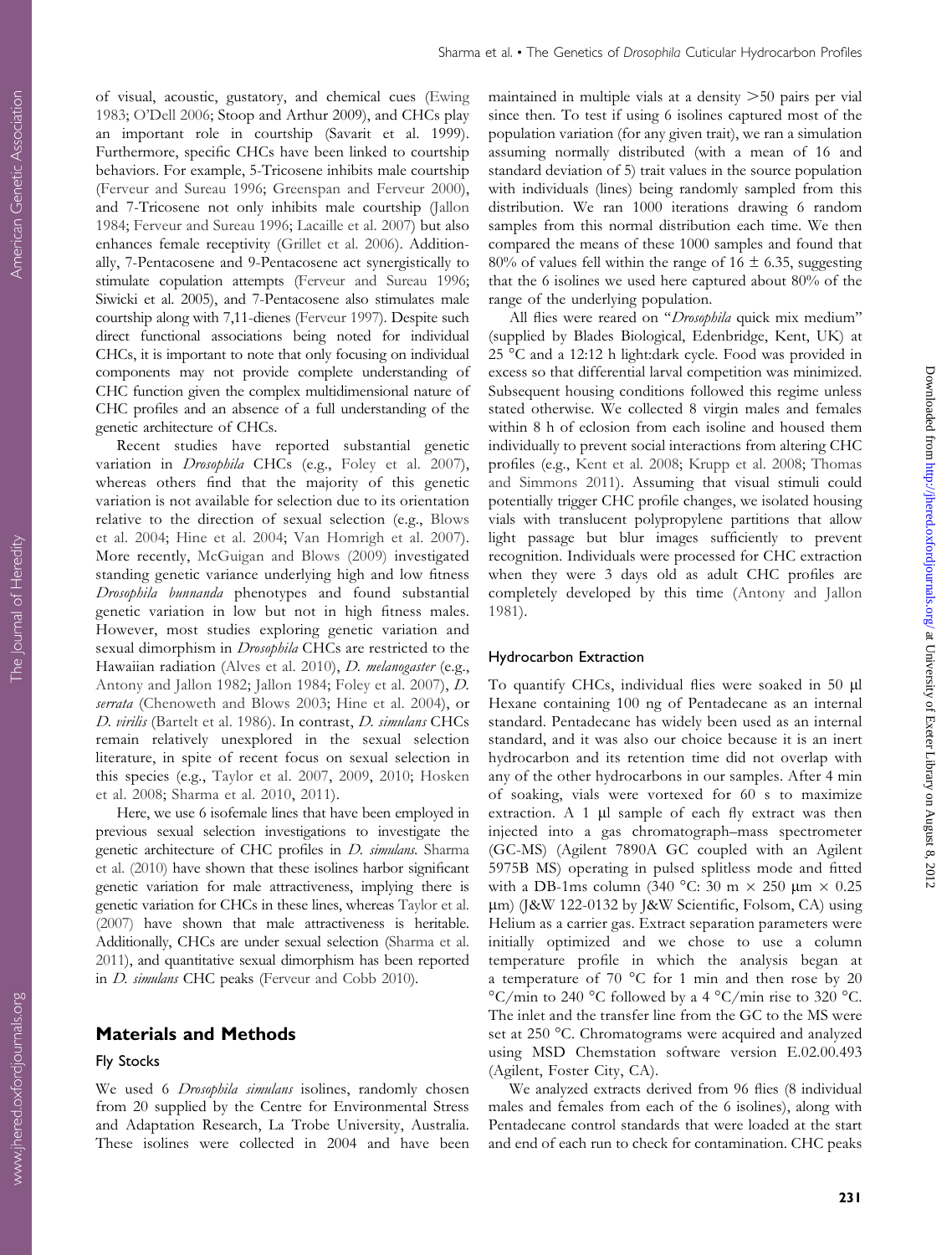of visual, acoustic, gustatory, and chemical cues (Ewing 1983; O'Dell 2006; Stoop and Arthur 2009), and CHCs play an important role in courtship (Savarit et al. 1999). Furthermore, specific CHCs have been linked to courtship behaviors. For example, 5-Tricosene inhibits male courtship (Ferveur and Sureau 1996; Greenspan and Ferveur 2000), and 7-Tricosene not only inhibits male courtship (Jallon 1984; Ferveur and Sureau 1996; Lacaille et al. 2007) but also enhances female receptivity (Grillet et al. 2006). Additionally, 7-Pentacosene and 9-Pentacosene act synergistically to stimulate copulation attempts (Ferveur and Sureau 1996; Siwicki et al. 2005), and 7-Pentacosene also stimulates male courtship along with 7,11-dienes (Ferveur 1997). Despite such direct functional associations being noted for individual CHCs, it is important to note that only focusing on individual components may not provide complete understanding of CHC function given the complex multidimensional nature of CHC profiles and an absence of a full understanding of the genetic architecture of CHCs.

Recent studies have reported substantial genetic variation in *Drosophila* CHCs (e.g., Foley et al. 2007), whereas others find that the majority of this genetic variation is not available for selection due to its orientation relative to the direction of sexual selection (e.g., Blows et al. 2004; Hine et al. 2004; Van Homrigh et al. 2007). More recently, McGuigan and Blows (2009) investigated standing genetic variance underlying high and low fitness *Drosophila bunnanda* phenotypes and found substantial genetic variation in low but not in high fitness males. However, most studies exploring genetic variation and sexual dimorphism in *Drosophila* CHCs are restricted to the Hawaiian radiation (Alves et al. 2010), *D. melanogaster* (e.g., Antony and Jallon 1982; Jallon 1984; Foley et al. 2007), *D. serrata* (Chenoweth and Blows 2003; Hine et al. 2004), or *D. virilis* (Bartelt et al. 1986). In contrast, *D. simulans* CHCs remain relatively unexplored in the sexual selection literature, in spite of recent focus on sexual selection in this species (e.g., Taylor et al. 2007, 2009, 2010; Hosken et al. 2008; Sharma et al. 2010, 2011).

Here, we use 6 isofemale lines that have been employed in previous sexual selection investigations to investigate the genetic architecture of CHC profiles in *D. simulans*. Sharma et al. (2010) have shown that these isolines harbor significant genetic variation for male attractiveness, implying there is genetic variation for CHCs in these lines, whereas Taylor et al. (2007) have shown that male attractiveness is heritable. Additionally, CHCs are under sexual selection (Sharma et al. 2011), and quantitative sexual dimorphism has been reported in *D. simulans* CHC peaks (Ferveur and Cobb 2010).

## Materials and Methods

### Fly Stocks

We used 6 *Drosophila simulans* isolines, randomly chosen from 20 supplied by the Centre for Environmental Stress and Adaptation Research, La Trobe University, Australia. These isolines were collected in 2004 and have been maintained in multiple vials at a density >50 pairs per vial since then. To test if using 6 isolines captured most of the population variation (for any given trait), we ran a simulation assuming normally distributed (with a mean of 16 and standard deviation of 5) trait values in the source population with individuals (lines) being randomly sampled from this distribution. We ran 1000 iterations drawing 6 random samples from this normal distribution each time. We then compared the means of these 1000 samples and found that 80% of values fell within the range of $16 \pm 6.35$, suggesting that the 6 isolines we used here captured about 80% of the range of the underlying population.

All flies were reared on "*Drosophila* quick mix medium" (supplied by Blades Biological, Edenbridge, Kent, UK) at 25 °C and a 12:12 h light:dark cycle. Food was provided in excess so that differential larval competition was minimized. Subsequent housing conditions followed this regime unless stated otherwise. We collected 8 virgin males and females within 8 h of eclosion from each isoline and housed them individually to prevent social interactions from altering CHC profiles (e.g., Kent et al. 2008; Krupp et al. 2008; Thomas and Simmons 2011). Assuming that visual stimuli could potentially trigger CHC profile changes, we isolated housing vials with translucent polypropylene partitions that allow light passage but blur images sufficiently to prevent recognition. Individuals were processed for CHC extraction when they were 3 days old as adult CHC profiles are completely developed by this time (Antony and Jallon 1981).

### Hydrocarbon Extraction

To quantify CHCs, individual flies were soaked in 50 μl Hexane containing 100 ng of Pentadecane as an internal standard. Pentadecane has widely been used as an internal standard, and it was also our choice because it is an inert hydrocarbon and its retention time did not overlap with any of the other hydrocarbons in our samples. After 4 min of soaking, vials were vortexed for 60 s to maximize extraction. A 1 μl sample of each fly extract was then injected into a gas chromatograph–mass spectrometer (GC-MS) (Agilent 7890A GC coupled with an Agilent 5975B MS) operating in pulsed splitless mode and fitted with a DB-1ms column (340 °C: 30 m × 250 μm × 0.25 μm) (J&W 122-0132 by J&W Scientific, Folsom, CA) using Helium as a carrier gas. Extract separation parameters were initially optimized and we chose to use a column temperature profile in which the analysis began at a temperature of 70 °C for 1 min and then rose by 20 °C/min to 240 °C followed by a 4 °C/min rise to 320 °C. The inlet and the transfer line from the GC to the MS were set at 250 °C. Chromatograms were acquired and analyzed using MSD Chemstation software version E.02.00.493 (Agilent, Foster City, CA).

We analyzed extracts derived from 96 flies (8 individual males and females from each of the 6 isolines), along with Pentadecane control standards that were loaded at the start and end of each run to check for contamination. CHC peaks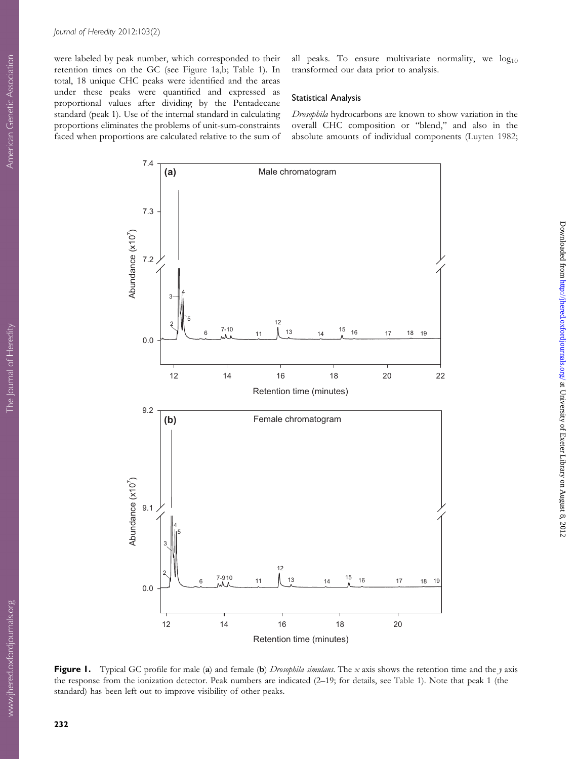were labeled by peak number, which corresponded to their retention times on the GC (see Figure 1a,b; Table 1). In total, 18 unique CHC peaks were identified and the areas under these peaks were quantified and expressed as proportional values after dividing by the Pentadecane standard (peak 1). Use of the internal standard in calculating proportions eliminates the problems of unit-sum-constraints faced when proportions are calculated relative to the sum of all peaks. To ensure multivariate normality, we $\log_{10}$ transformed our data prior to analysis.

### Statistical Analysis

*Drosophila* hydrocarbons are known to show variation in the overall CHC composition or "blend," and also in the absolute amounts of individual components (Luyten 1982;

**Figure 1.** Typical GC profile for male (**a**) and female (**b**) *Drosophila simulans*. The *x* axis shows the retention time and the *y* axis the response from the ionization detector. Peak numbers are indicated (2–19; for details, see Table 1). Note that peak 1 (the standard) has been left out to improve visibility of other peaks.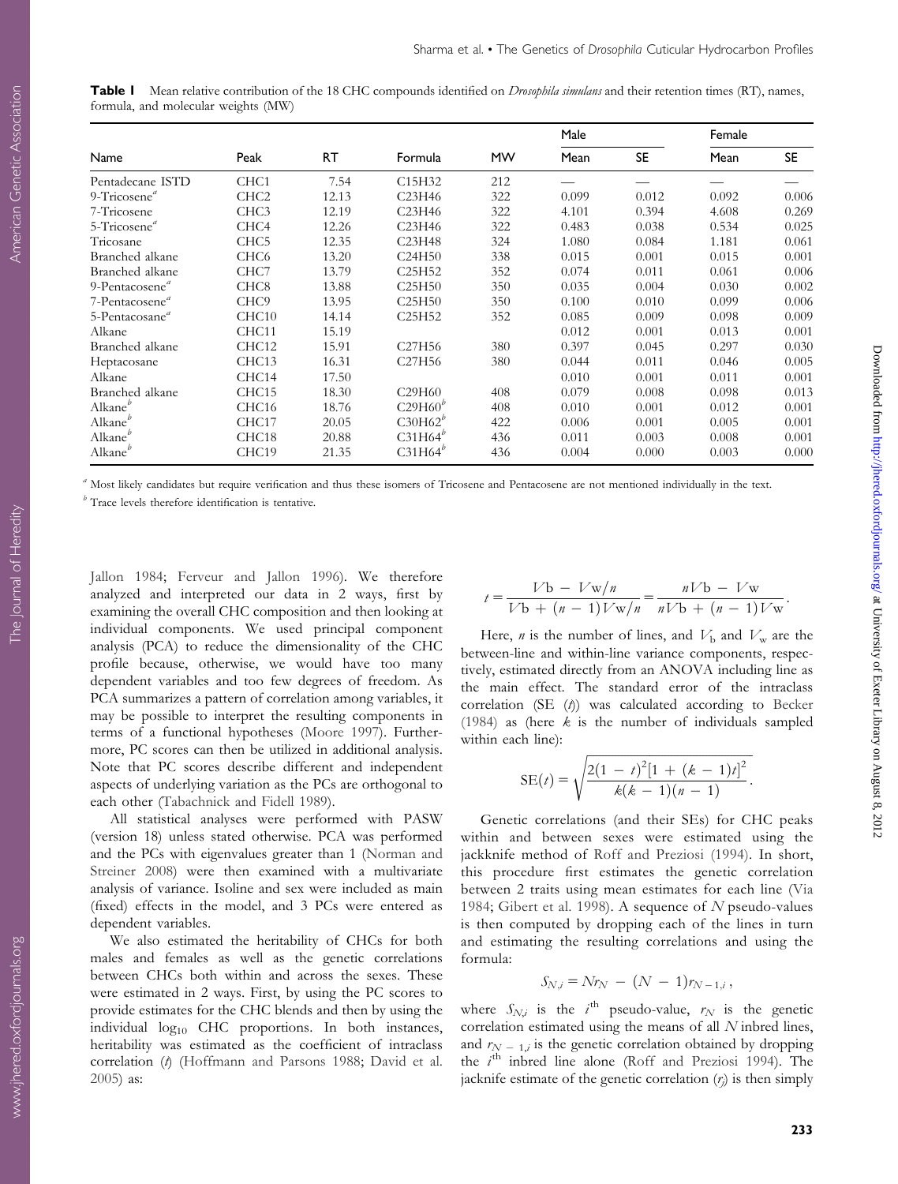**Table 1** Mean relative contribution of the 18 CHC compounds identified on *Drosophila simulans* and their retention times (RT), names, formula, and molecular weights (MW)

| Name | Peak | RT | Formula | MW | Male | | Female | |
|---|---|---|---|---|---|---|---|---|
| | | | | | Mean | SE | Mean | SE |
| Pentadecane ISTD | CHC1 | 7.54 | $C_{15}H_{32}$ | 212 | — | — | — | — |
| 9-Tricosene[a] | CHC2 | 12.13 | $C_{23}H_{46}$ | 322 | 0.099 | 0.012 | 0.092 | 0.006 |
| 7-Tricosene | CHC3 | 12.19 | $C_{23}H_{46}$ | 322 | 4.101 | 0.394 | 4.608 | 0.269 |
| 5-Tricosene[a] | CHC4 | 12.26 | $C_{23}H_{46}$ | 322 | 0.483 | 0.038 | 0.534 | 0.025 |
| Tricosane | CHC5 | 12.35 | $C_{23}H_{48}$ | 324 | 1.080 | 0.084 | 1.181 | 0.061 |
| Branched alkane | CHC6 | 13.20 | $C_{24}H_{50}$ | 338 | 0.015 | 0.001 | 0.015 | 0.001 |
| Branched alkane | CHC7 | 13.79 | $C_{25}H_{52}$ | 352 | 0.074 | 0.011 | 0.061 | 0.006 |
| 9-Pentacosene[a] | CHC8 | 13.88 | $C_{25}H_{50}$ | 350 | 0.035 | 0.004 | 0.030 | 0.002 |
| 7-Pentacosene[a] | CHC9 | 13.95 | $C_{25}H_{50}$ | 350 | 0.100 | 0.010 | 0.099 | 0.006 |
| 5-Pentacosane[a] | CHC10 | 14.14 | $C_{25}H_{52}$ | 352 | 0.085 | 0.009 | 0.098 | 0.009 |
| Alkane | CHC11 | 15.19 | | | 0.012 | 0.001 | 0.013 | 0.001 |
| Branched alkane | CHC12 | 15.91 | $C_{27}H_{56}$ | 380 | 0.397 | 0.045 | 0.297 | 0.030 |
| Heptacosane | CHC13 | 16.31 | $C_{27}H_{56}$ | 380 | 0.044 | 0.011 | 0.046 | 0.005 |
| Alkane | CHC14 | 17.50 | | | 0.010 | 0.001 | 0.011 | 0.001 |
| Branched alkane | CHC15 | 18.30 | $C_{29}H_{60}$ | 408 | 0.079 | 0.008 | 0.098 | 0.013 |
| Alkane[b] | CHC16 | 18.76 | $C_{29}H_{60}$[b] | 408 | 0.010 | 0.001 | 0.012 | 0.001 |
| Alkane[b] | CHC17 | 20.05 | $C_{30}H_{62}$[b] | 422 | 0.006 | 0.001 | 0.005 | 0.001 |
| Alkane[b] | CHC18 | 20.88 | $C_{31}H_{64}$[b] | 436 | 0.011 | 0.003 | 0.008 | 0.001 |
| Alkane[b] | CHC19 | 21.35 | $C_{31}H_{64}$[b] | 436 | 0.004 | 0.000 | 0.003 | 0.000 |

[a] Most likely candidates but require verification and thus these isomers of Tricosene and Pentacosene are not mentioned individually in the text.

[b] Trace levels therefore identification is tentative.

Jallon 1984; Ferveur and Jallon 1996). We therefore analyzed and interpreted our data in 2 ways, first by examining the overall CHC composition and then looking at individual components. We used principal component analysis (PCA) to reduce the dimensionality of the CHC profile because, otherwise, we would have too many dependent variables and too few degrees of freedom. As PCA summarizes a pattern of correlation among variables, it may be possible to interpret the resulting components in terms of a functional hypotheses (Moore 1997). Furthermore, PC scores can then be utilized in additional analysis. Note that PC scores describe different and independent aspects of underlying variation as the PCs are orthogonal to each other (Tabachnick and Fidell 1989).

All statistical analyses were performed with PASW (version 18) unless stated otherwise. PCA was performed and the PCs with eigenvalues greater than 1 (Norman and Streiner 2008) were then examined with a multivariate analysis of variance. Isoline and sex were included as main (fixed) effects in the model, and 3 PCs were entered as dependent variables.

We also estimated the heritability of CHCs for both males and females as well as the genetic correlations between CHCs both within and across the sexes. These were estimated in 2 ways. First, by using the PC scores to provide estimates for the CHC blends and then by using the individual $\log_{10}$ CHC proportions. In both instances, heritability was estimated as the coefficient of intraclass correlation ($t$) (Hoffmann and Parsons 1988; David et al. 2005) as:

$$t = \frac{V\text{b} - V\text{w}/n}{V\text{b} + (n-1)V\text{w}/n} = \frac{nV\text{b} - V\text{w}}{nV\text{b} + (n-1)V\text{w}}.$$

Here, $n$ is the number of lines, and $V_\text{b}$ and $V_\text{w}$ are the between-line and within-line variance components, respectively, estimated directly from an ANOVA including line as the main effect. The standard error of the intraclass correlation (SE ($t$)) was calculated according to Becker (1984) as (here $k$ is the number of individuals sampled within each line):

$$\text{SE}(t) = \sqrt{\frac{2(1-t)^2[1+(k-1)t]^2}{k(k-1)(n-1)}}.$$

Genetic correlations (and their SEs) for CHC peaks within and between sexes were estimated using the jackknife method of Roff and Preziosi (1994). In short, this procedure first estimates the genetic correlation between 2 traits using mean estimates for each line (Via 1984; Gibert et al. 1998). A sequence of $N$ pseudo-values is then computed by dropping each of the lines in turn and estimating the resulting correlations and using the formula:

$$S_{N,i} = Nr_N - (N-1)r_{N-1,i},$$

where $S_{N,i}$ is the $i^{\text{th}}$ pseudo-value, $r_N$ is the genetic correlation estimated using the means of all $N$ inbred lines, and $r_{N-1,i}$ is the genetic correlation obtained by dropping the $i^{\text{th}}$ inbred line alone (Roff and Preziosi 1994). The jacknife estimate of the genetic correlation ($r_j$) is then simply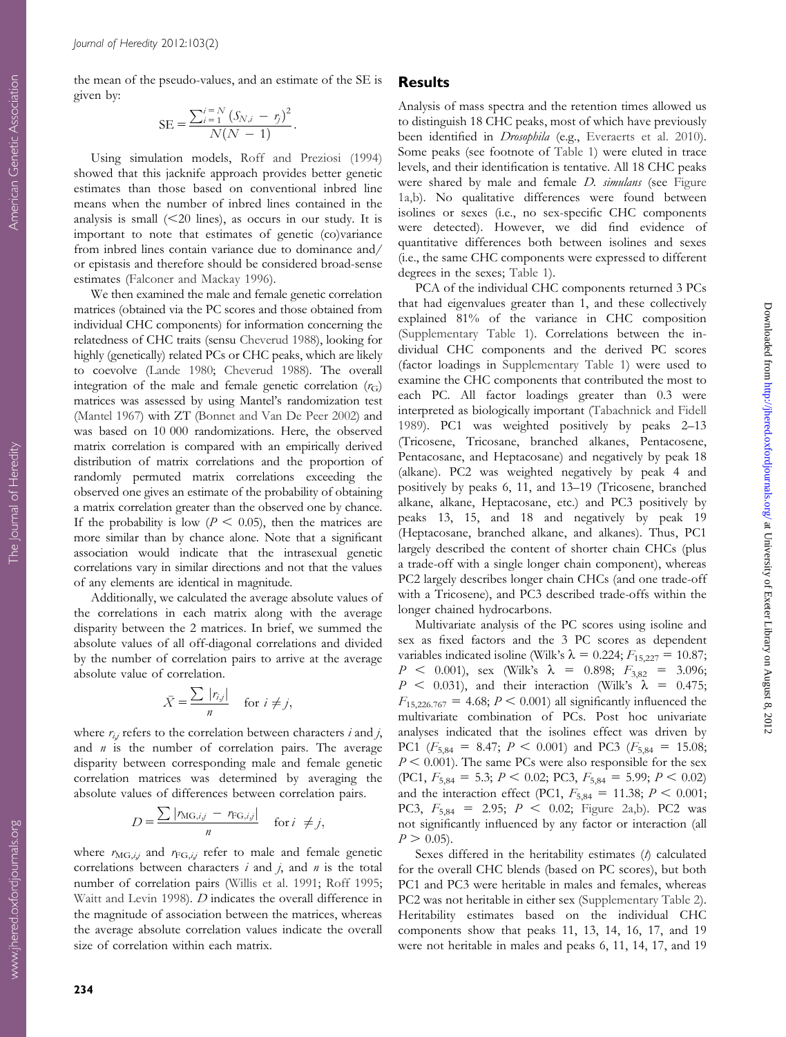the mean of the pseudo-values, and an estimate of the SE is given by:

$$\mathrm{SE} = \frac{\sum_{i=1}^{i=N} (S_{N,i} - r_j)^2}{N(N-1)}.$$

Using simulation models, Roff and Preziosi (1994) showed that this jacknife approach provides better genetic estimates than those based on conventional inbred line means when the number of inbred lines contained in the analysis is small (<20 lines), as occurs in our study. It is important to note that estimates of genetic (co)variance from inbred lines contain variance due to dominance and/or epistasis and therefore should be considered broad-sense estimates (Falconer and Mackay 1996).

We then examined the male and female genetic correlation matrices (obtained via the PC scores and those obtained from individual CHC components) for information concerning the relatedness of CHC traits (sensu Cheverud 1988), looking for highly (genetically) related PCs or CHC peaks, which are likely to coevolve (Lande 1980; Cheverud 1988). The overall integration of the male and female genetic correlation ($r_G$) matrices was assessed by using Mantel's randomization test (Mantel 1967) with ZT (Bonnet and Van De Peer 2002) and was based on 10 000 randomizations. Here, the observed matrix correlation is compared with an empirically derived distribution of matrix correlations and the proportion of randomly permuted matrix correlations exceeding the observed one gives an estimate of the probability of obtaining a matrix correlation greater than the observed one by chance. If the probability is low ($P < 0.05$), then the matrices are more similar than by chance alone. Note that a significant association would indicate that the intrasexual genetic correlations vary in similar directions and not that the values of any elements are identical in magnitude.

Additionally, we calculated the average absolute values of the correlations in each matrix along with the average disparity between the 2 matrices. In brief, we summed the absolute values of all off-diagonal correlations and divided by the number of correlation pairs to arrive at the average absolute value of correlation.

$$\bar{X} = \frac{\sum |r_{i,j}|}{n} \quad \text{for } i \neq j,$$

where $r_{ij}$ refers to the correlation between characters $i$ and $j$, and $n$ is the number of correlation pairs. The average disparity between corresponding male and female genetic correlation matrices was determined by averaging the absolute values of differences between correlation pairs.

$$D = \frac{\sum |r_{\mathrm{MG},i,j} - r_{\mathrm{FG},i,j}|}{n} \quad \text{for } i \neq j,$$

where $r_{\mathrm{MG},i,j}$ and $r_{\mathrm{FG},i,j}$ refer to male and female genetic correlations between characters $i$ and $j$, and $n$ is the total number of correlation pairs (Willis et al. 1991; Roff 1995; Waitt and Levin 1998). $D$ indicates the overall difference in the magnitude of association between the matrices, whereas the average absolute correlation values indicate the overall size of correlation within each matrix.

## Results

Analysis of mass spectra and the retention times allowed us to distinguish 18 CHC peaks, most of which have previously been identified in *Drosophila* (e.g., Everaerts et al. 2010). Some peaks (see footnote of Table 1) were eluted in trace levels, and their identification is tentative. All 18 CHC peaks were shared by male and female *D. simulans* (see Figure 1a,b). No qualitative differences were found between isolines or sexes (i.e., no sex-specific CHC components were detected). However, we did find evidence of quantitative differences both between isolines and sexes (i.e., the same CHC components were expressed to different degrees in the sexes; Table 1).

PCA of the individual CHC components returned 3 PCs that had eigenvalues greater than 1, and these collectively explained 81% of the variance in CHC composition (Supplementary Table 1). Correlations between the individual CHC components and the derived PC scores (factor loadings in Supplementary Table 1) were used to examine the CHC components that contributed the most to each PC. All factor loadings greater than 0.3 were interpreted as biologically important (Tabachnick and Fidell 1989). PC1 was weighted positively by peaks 2–13 (Tricosene, Tricosane, branched alkanes, Pentacosene, Pentacosane, and Heptacosane) and negatively by peak 18 (alkane). PC2 was weighted negatively by peak 4 and positively by peaks 6, 11, and 13–19 (Tricosene, branched alkane, alkane, Heptacosane, etc.) and PC3 positively by peaks 13, 15, and 18 and negatively by peak 19 (Heptacosane, branched alkane, and alkanes). Thus, PC1 largely described the content of shorter chain CHCs (plus a trade-off with a single longer chain component), whereas PC2 largely describes longer chain CHCs (and one trade-off with a Tricosene), and PC3 described trade-offs within the longer chained hydrocarbons.

Multivariate analysis of the PC scores using isoline and sex as fixed factors and the 3 PC scores as dependent variables indicated isoline (Wilk's $\lambda = 0.224$; $F_{15,227} = 10.87$; $P < 0.001$), sex (Wilk's $\lambda = 0.898$; $F_{3,82} = 3.096$; $P < 0.031$), and their interaction (Wilk's $\lambda = 0.475$; $F_{15,226.767} = 4.68$; $P < 0.001$) all significantly influenced the multivariate combination of PCs. Post hoc univariate analyses indicated that the isolines effect was driven by PC1 ($F_{5,84} = 8.47$; $P < 0.001$) and PC3 ($F_{5,84} = 15.08$; $P < 0.001$). The same PCs were also responsible for the sex (PC1, $F_{5,84} = 5.3$; $P < 0.02$; PC3, $F_{5,84} = 5.99$; $P < 0.02$) and the interaction effect (PC1, $F_{5,84} = 11.38$; $P < 0.001$; PC3, $F_{5,84} = 2.95$; $P < 0.02$; Figure 2a,b). PC2 was not significantly influenced by any factor or interaction (all $P > 0.05$).

Sexes differed in the heritability estimates ($h$) calculated for the overall CHC blends (based on PC scores), but both PC1 and PC3 were heritable in males and females, whereas PC2 was not heritable in either sex (Supplementary Table 2). Heritability estimates based on the individual CHC components show that peaks 11, 13, 14, 16, 17, and 19 were not heritable in males and peaks 6, 11, 14, 17, and 19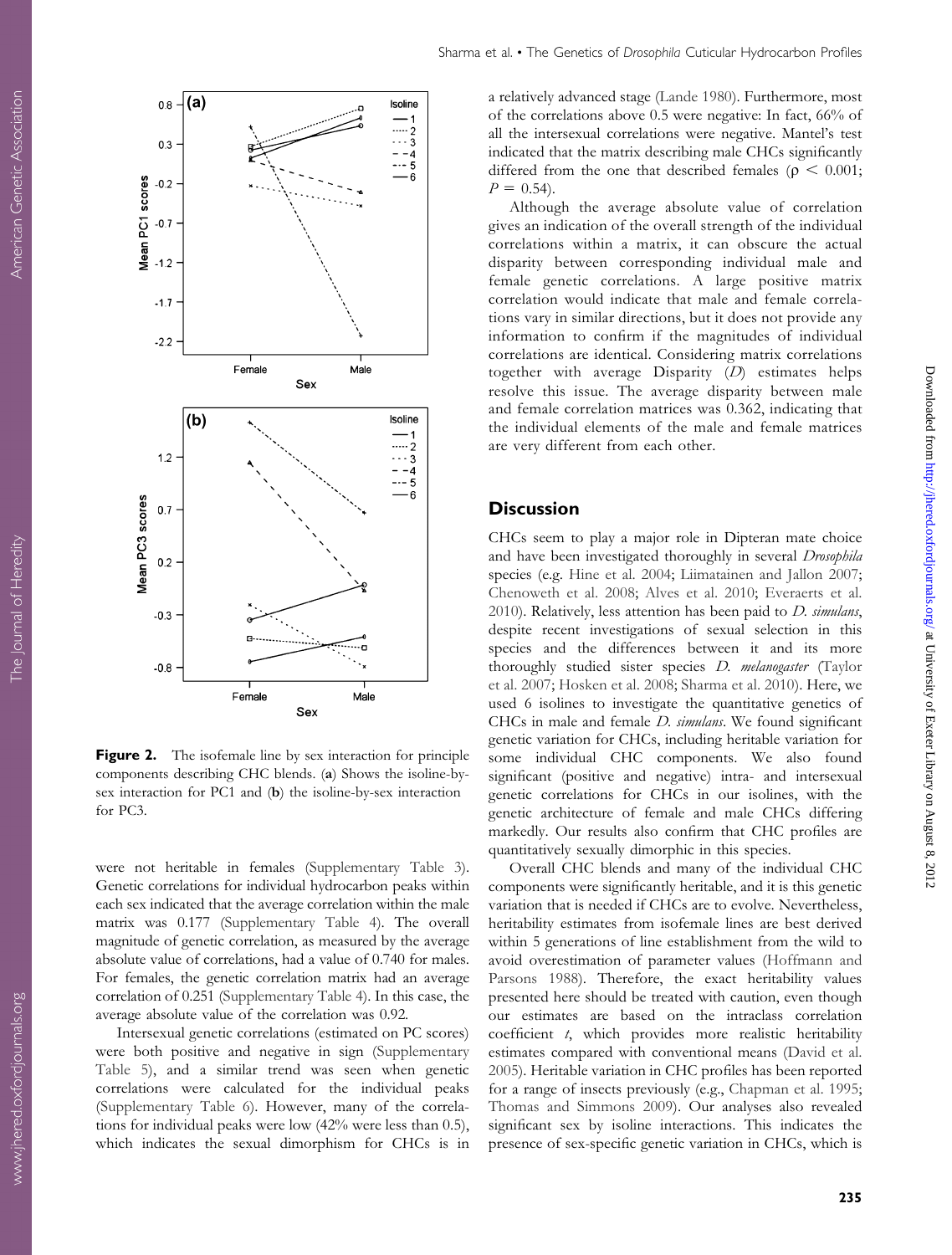**Figure 2.** The isofemale line by sex interaction for principle components describing CHC blends. (**a**) Shows the isoline-by-sex interaction for PC1 and (**b**) the isoline-by-sex interaction for PC3.

were not heritable in females (Supplementary Table 3). Genetic correlations for individual hydrocarbon peaks within each sex indicated that the average correlation within the male matrix was 0.177 (Supplementary Table 4). The overall magnitude of genetic correlation, as measured by the average absolute value of correlations, had a value of 0.740 for males. For females, the genetic correlation matrix had an average correlation of 0.251 (Supplementary Table 4). In this case, the average absolute value of the correlation was 0.92.

Intersexual genetic correlations (estimated on PC scores) were both positive and negative in sign (Supplementary Table 5), and a similar trend was seen when genetic correlations were calculated for the individual peaks (Supplementary Table 6). However, many of the correlations for individual peaks were low (42% were less than 0.5), which indicates the sexual dimorphism for CHCs is in a relatively advanced stage (Lande 1980). Furthermore, most of the correlations above 0.5 were negative: In fact, 66% of all the intersexual correlations were negative. Mantel's test indicated that the matrix describing male CHCs significantly differed from the one that described females ($\rho < 0.001$; $P = 0.54$).

Although the average absolute value of correlation gives an indication of the overall strength of the individual correlations within a matrix, it can obscure the actual disparity between corresponding individual male and female genetic correlations. A large positive matrix correlation would indicate that male and female correlations vary in similar directions, but it does not provide any information to confirm if the magnitudes of individual correlations are identical. Considering matrix correlations together with average Disparity ($D$) estimates helps resolve this issue. The average disparity between male and female correlation matrices was 0.362, indicating that the individual elements of the male and female matrices are very different from each other.

## Discussion

CHCs seem to play a major role in Dipteran mate choice and have been investigated thoroughly in several *Drosophila* species (e.g. Hine et al. 2004; Liimatainen and Jallon 2007; Chenoweth et al. 2008; Alves et al. 2010; Everaerts et al. 2010). Relatively, less attention has been paid to *D. simulans*, despite recent investigations of sexual selection in this species and the differences between it and its more thoroughly studied sister species *D. melanogaster* (Taylor et al. 2007; Hosken et al. 2008; Sharma et al. 2010). Here, we used 6 isolines to investigate the quantitative genetics of CHCs in male and female *D. simulans*. We found significant genetic variation for CHCs, including heritable variation for some individual CHC components. We also found significant (positive and negative) intra- and intersexual genetic correlations for CHCs in our isolines, with the genetic architecture of female and male CHCs differing markedly. Our results also confirm that CHC profiles are quantitatively sexually dimorphic in this species.

Overall CHC blends and many of the individual CHC components were significantly heritable, and it is this genetic variation that is needed if CHCs are to evolve. Nevertheless, heritability estimates from isofemale lines are best derived within 5 generations of line establishment from the wild to avoid overestimation of parameter values (Hoffmann and Parsons 1988). Therefore, the exact heritability values presented here should be treated with caution, even though our estimates are based on the intraclass correlation coefficient $t$, which provides more realistic heritability estimates compared with conventional means (David et al. 2005). Heritable variation in CHC profiles has been reported for a range of insects previously (e.g., Chapman et al. 1995; Thomas and Simmons 2009). Our analyses also revealed significant sex by isoline interactions. This indicates the presence of sex-specific genetic variation in CHCs, which is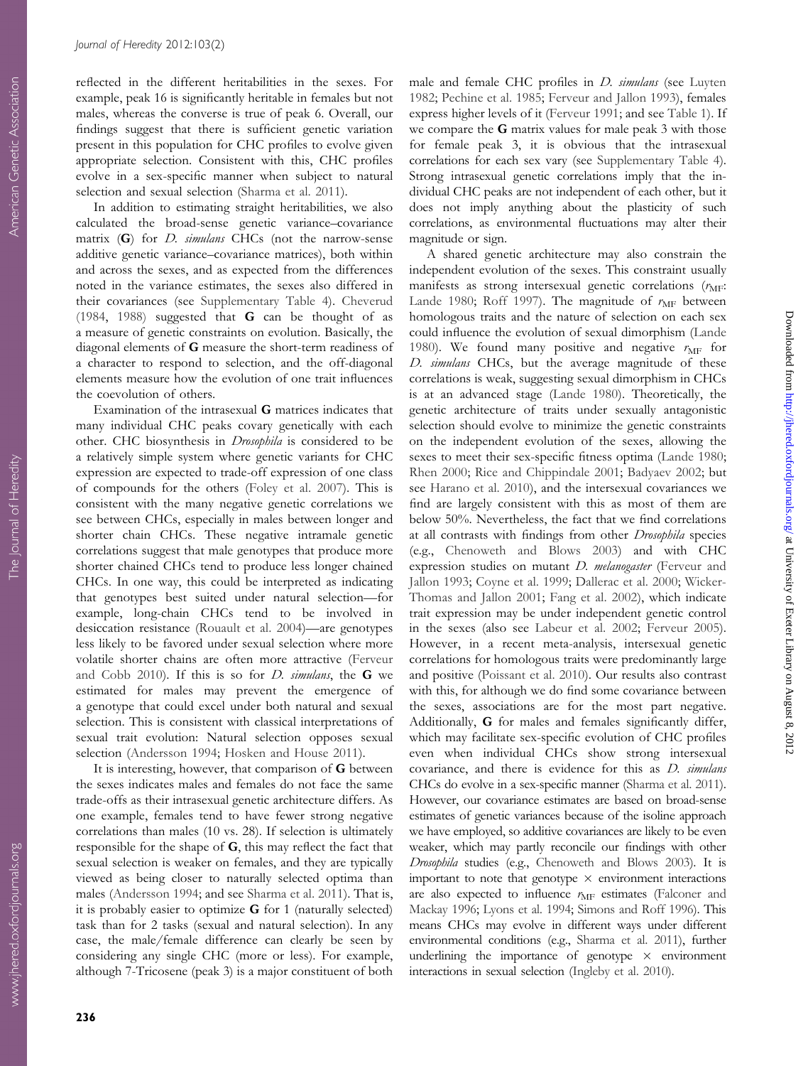reflected in the different heritabilities in the sexes. For example, peak 16 is significantly heritable in females but not males, whereas the converse is true of peak 6. Overall, our findings suggest that there is sufficient genetic variation present in this population for CHC profiles to evolve given appropriate selection. Consistent with this, CHC profiles evolve in a sex-specific manner when subject to natural selection and sexual selection (Sharma et al. 2011).

In addition to estimating straight heritabilities, we also calculated the broad-sense genetic variance–covariance matrix (**G**) for *D. simulans* CHCs (not the narrow-sense additive genetic variance–covariance matrices), both within and across the sexes, and as expected from the differences noted in the variance estimates, the sexes also differed in their covariances (see Supplementary Table 4). Cheverud (1984, 1988) suggested that **G** can be thought of as a measure of genetic constraints on evolution. Basically, the diagonal elements of **G** measure the short-term readiness of a character to respond to selection, and the off-diagonal elements measure how the evolution of one trait influences the coevolution of others.

Examination of the intrasexual **G** matrices indicates that many individual CHC peaks covary genetically with each other. CHC biosynthesis in *Drosophila* is considered to be a relatively simple system where genetic variants for CHC expression are expected to trade-off expression of one class of compounds for the others (Foley et al. 2007). This is consistent with the many negative genetic correlations we see between CHCs, especially in males between longer and shorter chain CHCs. These negative intramale genetic correlations suggest that male genotypes that produce more shorter chained CHCs tend to produce less longer chained CHCs. In one way, this could be interpreted as indicating that genotypes best suited under natural selection—for example, long-chain CHCs tend to be involved in desiccation resistance (Rouault et al. 2004)—are genotypes less likely to be favored under sexual selection where more volatile shorter chains are often more attractive (Ferveur and Cobb 2010). If this is so for *D. simulans*, the **G** we estimated for males may prevent the emergence of a genotype that could excel under both natural and sexual selection. This is consistent with classical interpretations of sexual trait evolution: Natural selection opposes sexual selection (Andersson 1994; Hosken and House 2011).

It is interesting, however, that comparison of **G** between the sexes indicates males and females do not face the same trade-offs as their intrasexual genetic architecture differs. As one example, females tend to have fewer strong negative correlations than males (10 vs. 28). If selection is ultimately responsible for the shape of **G**, this may reflect the fact that sexual selection is weaker on females, and they are typically viewed as being closer to naturally selected optima than males (Andersson 1994; and see Sharma et al. 2011). That is, it is probably easier to optimize **G** for 1 (naturally selected) task than for 2 tasks (sexual and natural selection). In any case, the male/female difference can clearly be seen by considering any single CHC (more or less). For example, although 7-Tricosene (peak 3) is a major constituent of both male and female CHC profiles in *D. simulans* (see Luyten 1982; Pechine et al. 1985; Ferveur and Jallon 1993), females express higher levels of it (Ferveur 1991; and see Table 1). If we compare the **G** matrix values for male peak 3 with those for female peak 3, it is obvious that the intrasexual correlations for each sex vary (see Supplementary Table 4). Strong intrasexual genetic correlations imply that the individual CHC peaks are not independent of each other, but it does not imply anything about the plasticity of such correlations, as environmental fluctuations may alter their magnitude or sign.

A shared genetic architecture may also constrain the independent evolution of the sexes. This constraint usually manifests as strong intersexual genetic correlations ($r_{MF}$: Lande 1980; Roff 1997). The magnitude of $r_{MF}$ between homologous traits and the nature of selection on each sex could influence the evolution of sexual dimorphism (Lande 1980). We found many positive and negative $r_{MF}$ for *D. simulans* CHCs, but the average magnitude of these correlations is weak, suggesting sexual dimorphism in CHCs is at an advanced stage (Lande 1980). Theoretically, the genetic architecture of traits under sexually antagonistic selection should evolve to minimize the genetic constraints on the independent evolution of the sexes, allowing the sexes to meet their sex-specific fitness optima (Lande 1980; Rhen 2000; Rice and Chippindale 2001; Badyaev 2002; but see Harano et al. 2010), and the intersexual covariances we find are largely consistent with this as most of them are below 50%. Nevertheless, the fact that we find correlations at all contrasts with findings from other *Drosophila* species (e.g., Chenoweth and Blows 2003) and with CHC expression studies on mutant *D. melanogaster* (Ferveur and Jallon 1993; Coyne et al. 1999; Dallerac et al. 2000; Wicker-Thomas and Jallon 2001; Fang et al. 2002), which indicate trait expression may be under independent genetic control in the sexes (also see Labeur et al. 2002; Ferveur 2005). However, in a recent meta-analysis, intersexual genetic correlations for homologous traits were predominantly large and positive (Poissant et al. 2010). Our results also contrast with this, for although we do find some covariance between the sexes, associations are for the most part negative. Additionally, **G** for males and females significantly differ, which may facilitate sex-specific evolution of CHC profiles even when individual CHCs show strong intersexual covariance, and there is evidence for this as *D. simulans* CHCs do evolve in a sex-specific manner (Sharma et al. 2011). However, our covariance estimates are based on broad-sense estimates of genetic variances because of the isoline approach we have employed, so additive covariances are likely to be even weaker, which may partly reconcile our findings with other *Drosophila* studies (e.g., Chenoweth and Blows 2003). It is important to note that genotype × environment interactions are also expected to influence $r_{MF}$ estimates (Falconer and Mackay 1996; Lyons et al. 1994; Simons and Roff 1996). This means CHCs may evolve in different ways under different environmental conditions (e.g., Sharma et al. 2011), further underlining the importance of genotype × environment interactions in sexual selection (Ingleby et al. 2010).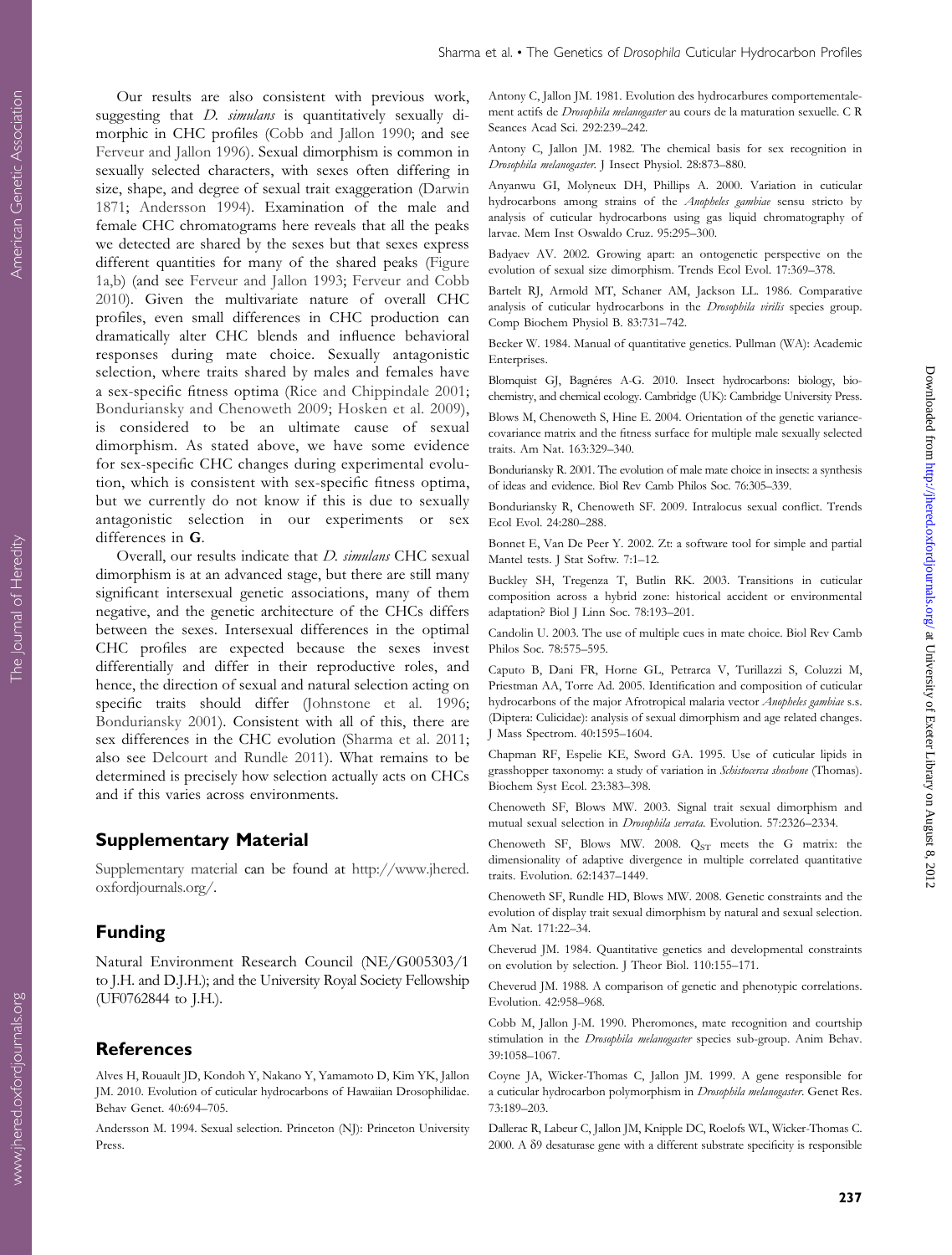Our results are also consistent with previous work, suggesting that *D. simulans* is quantitatively sexually dimorphic in CHC profiles (Cobb and Jallon 1990; and see Ferveur and Jallon 1996). Sexual dimorphism is common in sexually selected characters, with sexes often differing in size, shape, and degree of sexual trait exaggeration (Darwin 1871; Andersson 1994). Examination of the male and female CHC chromatograms here reveals that all the peaks we detected are shared by the sexes but that sexes express different quantities for many of the shared peaks (Figure 1a,b) (and see Ferveur and Jallon 1993; Ferveur and Cobb 2010). Given the multivariate nature of overall CHC profiles, even small differences in CHC production can dramatically alter CHC blends and influence behavioral responses during mate choice. Sexually antagonistic selection, where traits shared by males and females have a sex-specific fitness optima (Rice and Chippindale 2001; Bonduriansky and Chenoweth 2009; Hosken et al. 2009), is considered to be an ultimate cause of sexual dimorphism. As stated above, we have some evidence for sex-specific CHC changes during experimental evolution, which is consistent with sex-specific fitness optima, but we currently do not know if this is due to sexually antagonistic selection in our experiments or sex differences in **G**.

Overall, our results indicate that *D. simulans* CHC sexual dimorphism is at an advanced stage, but there are still many significant intersexual genetic associations, many of them negative, and the genetic architecture of the CHCs differs between the sexes. Intersexual differences in the optimal CHC profiles are expected because the sexes invest differentially and differ in their reproductive roles, and hence, the direction of sexual and natural selection acting on specific traits should differ (Johnstone et al. 1996; Bonduriansky 2001). Consistent with all of this, there are sex differences in the CHC evolution (Sharma et al. 2011; also see Delcourt and Rundle 2011). What remains to be determined is precisely how selection actually acts on CHCs and if this varies across environments.

## Supplementary Material

Supplementary material can be found at http://www.jhered.oxfordjournals.org/.

## Funding

Natural Environment Research Council (NE/G005303/1 to J.H. and D.J.H.); and the University Royal Society Fellowship (UF0762844 to J.H.).

## References

Alves H, Rouault JD, Kondoh Y, Nakano Y, Yamamoto D, Kim YK, Jallon JM. 2010. Evolution of cuticular hydrocarbons of Hawaiian Drosophilidae. Behav Genet. 40:694–705.

Andersson M. 1994. Sexual selection. Princeton (NJ): Princeton University Press.

Antony C, Jallon JM. 1981. Evolution des hydrocarbures comportementalement actifs de *Drosophila melanogaster* au cours de la maturation sexuelle. C R Seances Acad Sci. 292:239–242.

Antony C, Jallon JM. 1982. The chemical basis for sex recognition in *Drosophila melanogaster*. J Insect Physiol. 28:873–880.

Anyanwu GI, Molyneux DH, Phillips A. 2000. Variation in cuticular hydrocarbons among strains of the *Anopheles gambiae* sensu stricto by analysis of cuticular hydrocarbons using gas liquid chromatography of larvae. Mem Inst Oswaldo Cruz. 95:295–300.

Badyaev AV. 2002. Growing apart: an ontogenetic perspective on the evolution of sexual size dimorphism. Trends Ecol Evol. 17:369–378.

Bartelt RJ, Armold MT, Schaner AM, Jackson LL. 1986. Comparative analysis of cuticular hydrocarbons in the *Drosophila virilis* species group. Comp Biochem Physiol B. 83:731–742.

Becker W. 1984. Manual of quantitative genetics. Pullman (WA): Academic Enterprises.

Blomquist GJ, Bagnéres A-G. 2010. Insect hydrocarbons: biology, biochemistry, and chemical ecology. Cambridge (UK): Cambridge University Press.

Blows M, Chenoweth S, Hine E. 2004. Orientation of the genetic variance-covariance matrix and the fitness surface for multiple male sexually selected traits. Am Nat. 163:329–340.

Bonduriansky R. 2001. The evolution of male mate choice in insects: a synthesis of ideas and evidence. Biol Rev Camb Philos Soc. 76:305–339.

Bonduriansky R, Chenoweth SF. 2009. Intralocus sexual conflict. Trends Ecol Evol. 24:280–288.

Bonnet E, Van De Peer Y. 2002. Zt: a software tool for simple and partial Mantel tests. J Stat Softw. 7:1–12.

Buckley SH, Tregenza T, Butlin RK. 2003. Transitions in cuticular composition across a hybrid zone: historical accident or environmental adaptation? Biol J Linn Soc. 78:193–201.

Candolin U. 2003. The use of multiple cues in mate choice. Biol Rev Camb Philos Soc. 78:575–595.

Caputo B, Dani FR, Horne GL, Petrarca V, Turillazzi S, Coluzzi M, Priestman AA, Torre Ad. 2005. Identification and composition of cuticular hydrocarbons of the major Afrotropical malaria vector *Anopheles gambiae* s.s. (Diptera: Culicidae): analysis of sexual dimorphism and age related changes. J Mass Spectrom. 40:1595–1604.

Chapman RF, Espelie KE, Sword GA. 1995. Use of cuticular lipids in grasshopper taxonomy: a study of variation in *Schistocerca shoshone* (Thomas). Biochem Syst Ecol. 23:383–398.

Chenoweth SF, Blows MW. 2003. Signal trait sexual dimorphism and mutual sexual selection in *Drosophila serrata*. Evolution. 57:2326–2334.

Chenoweth SF, Blows MW. 2008. $Q_{ST}$ meets the G matrix: the dimensionality of adaptive divergence in multiple correlated quantitative traits. Evolution. 62:1437–1449.

Chenoweth SF, Rundle HD, Blows MW. 2008. Genetic constraints and the evolution of display trait sexual dimorphism by natural and sexual selection. Am Nat. 171:22–34.

Cheverud JM. 1984. Quantitative genetics and developmental constraints on evolution by selection. J Theor Biol. 110:155–171.

Cheverud JM. 1988. A comparison of genetic and phenotypic correlations. Evolution. 42:958–968.

Cobb M, Jallon J-M. 1990. Pheromones, mate recognition and courtship stimulation in the *Drosophila melanogaster* species sub-group. Anim Behav. 39:1058–1067.

Coyne JA, Wicker-Thomas C, Jallon JM. 1999. A gene responsible for a cuticular hydrocarbon polymorphism in *Drosophila melanogaster*. Genet Res. 73:189–203.

Dallerac R, Labeur C, Jallon JM, Knipple DC, Roelofs WL, Wicker-Thomas C. 2000. A δ9 desaturase gene with a different substrate specificity is responsible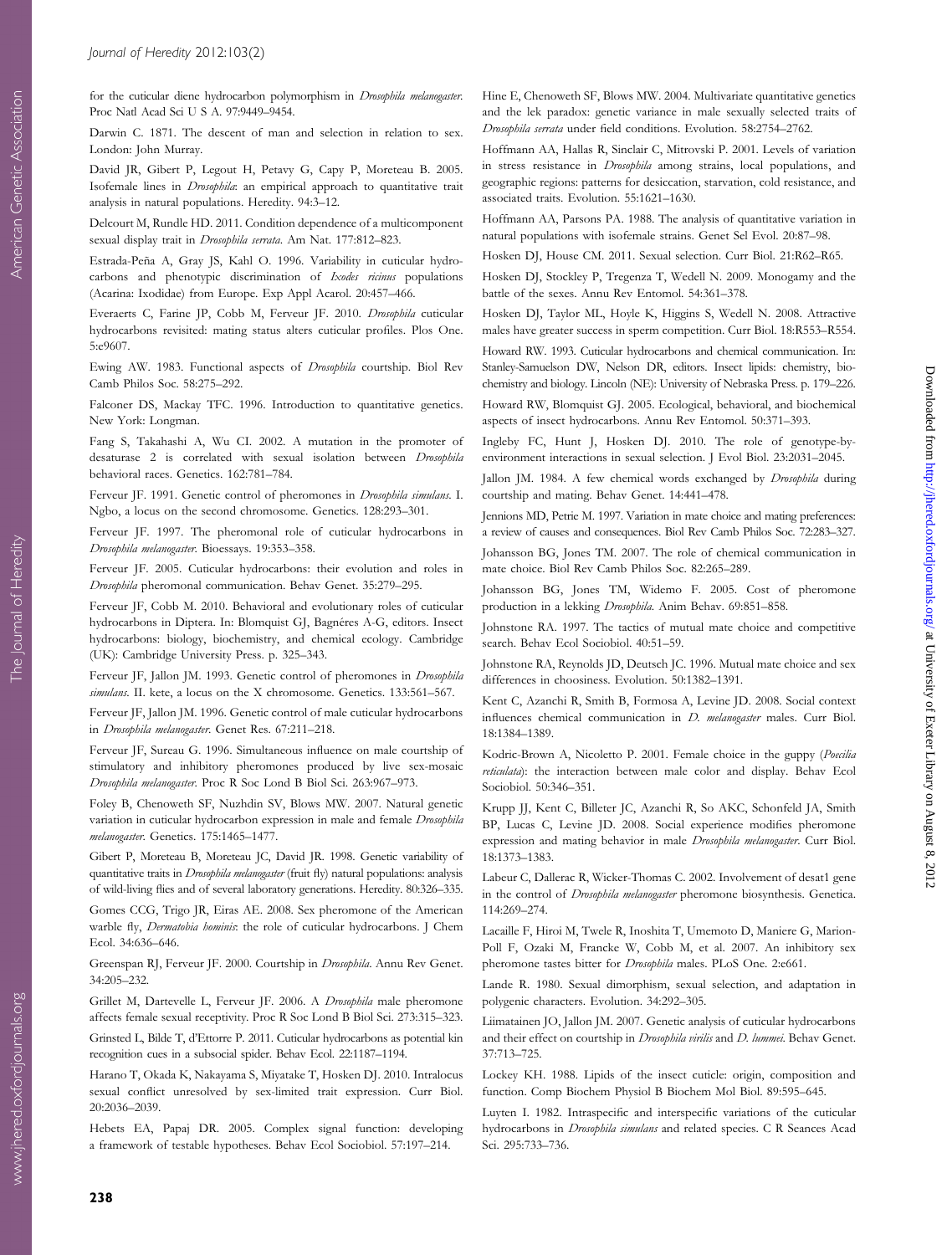for the cuticular diene hydrocarbon polymorphism in *Drosophila melanogaster*. Proc Natl Acad Sci U S A. 97:9449–9454.

Darwin C. 1871. The descent of man and selection in relation to sex. London: John Murray.

David JR, Gibert P, Legout H, Petavy G, Capy P, Moreteau B. 2005. Isofemale lines in *Drosophila*: an empirical approach to quantitative trait analysis in natural populations. Heredity. 94:3–12.

Delcourt M, Rundle HD. 2011. Condition dependence of a multicomponent sexual display trait in *Drosophila serrata*. Am Nat. 177:812–823.

Estrada-Peña A, Gray JS, Kahl O. 1996. Variability in cuticular hydrocarbons and phenotypic discrimination of *Ixodes ricinus* populations (Acarina: Ixodidae) from Europe. Exp Appl Acarol. 20:457–466.

Everaerts C, Farine JP, Cobb M, Ferveur JF. 2010. *Drosophila* cuticular hydrocarbons revisited: mating status alters cuticular profiles. Plos One. 5:e9607.

Ewing AW. 1983. Functional aspects of *Drosophila* courtship. Biol Rev Camb Philos Soc. 58:275–292.

Falconer DS, Mackay TFC. 1996. Introduction to quantitative genetics. New York: Longman.

Fang S, Takahashi A, Wu CI. 2002. A mutation in the promoter of desaturase 2 is correlated with sexual isolation between *Drosophila* behavioral races. Genetics. 162:781–784.

Ferveur JF. 1991. Genetic control of pheromones in *Drosophila simulans*. I. Ngbo, a locus on the second chromosome. Genetics. 128:293–301.

Ferveur JF. 1997. The pheromonal role of cuticular hydrocarbons in *Drosophila melanogaster*. Bioessays. 19:353–358.

Ferveur JF. 2005. Cuticular hydrocarbons: their evolution and roles in *Drosophila* pheromonal communication. Behav Genet. 35:279–295.

Ferveur JF, Cobb M. 2010. Behavioral and evolutionary roles of cuticular hydrocarbons in Diptera. In: Blomquist GJ, Bagnéres A-G, editors. Insect hydrocarbons: biology, biochemistry, and chemical ecology. Cambridge (UK): Cambridge University Press. p. 325–343.

Ferveur JF, Jallon JM. 1993. Genetic control of pheromones in *Drosophila simulans*. II. kete, a locus on the X chromosome. Genetics. 133:561–567.

Ferveur JF, Jallon JM. 1996. Genetic control of male cuticular hydrocarbons in *Drosophila melanogaster*. Genet Res. 67:211–218.

Ferveur JF, Sureau G. 1996. Simultaneous influence on male courtship of stimulatory and inhibitory pheromones produced by live sex-mosaic *Drosophila melanogaster*. Proc R Soc Lond B Biol Sci. 263:967–973.

Foley B, Chenoweth SF, Nuzhdin SV, Blows MW. 2007. Natural genetic variation in cuticular hydrocarbon expression in male and female *Drosophila melanogaster*. Genetics. 175:1465–1477.

Gibert P, Moreteau B, Moreteau JC, David JR. 1998. Genetic variability of quantitative traits in *Drosophila melanogaster* (fruit fly) natural populations: analysis of wild-living flies and of several laboratory generations. Heredity. 80:326–335.

Gomes CCG, Trigo JR, Eiras AE. 2008. Sex pheromone of the American warble fly, *Dermatobia hominis*: the role of cuticular hydrocarbons. J Chem Ecol. 34:636–646.

Greenspan RJ, Ferveur JF. 2000. Courtship in *Drosophila*. Annu Rev Genet. 34:205–232.

Grillet M, Dartevelle L, Ferveur JF. 2006. A *Drosophila* male pheromone affects female sexual receptivity. Proc R Soc Lond B Biol Sci. 273:315–323.

Grinsted L, Bilde T, d'Ettorre P. 2011. Cuticular hydrocarbons as potential kin recognition cues in a subsocial spider. Behav Ecol. 22:1187–1194.

Harano T, Okada K, Nakayama S, Miyatake T, Hosken DJ. 2010. Intralocus sexual conflict unresolved by sex-limited trait expression. Curr Biol. 20:2036–2039.

Hebets EA, Papaj DR. 2005. Complex signal function: developing a framework of testable hypotheses. Behav Ecol Sociobiol. 57:197–214.

Hine E, Chenoweth SF, Blows MW. 2004. Multivariate quantitative genetics and the lek paradox: genetic variance in male sexually selected traits of *Drosophila serrata* under field conditions. Evolution. 58:2754–2762.

Hoffmann AA, Hallas R, Sinclair C, Mitrovski P. 2001. Levels of variation in stress resistance in *Drosophila* among strains, local populations, and geographic regions: patterns for desiccation, starvation, cold resistance, and associated traits. Evolution. 55:1621–1630.

Hoffmann AA, Parsons PA. 1988. The analysis of quantitative variation in natural populations with isofemale strains. Genet Sel Evol. 20:87–98.

Hosken DJ, House CM. 2011. Sexual selection. Curr Biol. 21:R62–R65.

Hosken DJ, Stockley P, Tregenza T, Wedell N. 2009. Monogamy and the battle of the sexes. Annu Rev Entomol. 54:361–378.

Hosken DJ, Taylor ML, Hoyle K, Higgins S, Wedell N. 2008. Attractive males have greater success in sperm competition. Curr Biol. 18:R553–R554.

Howard RW. 1993. Cuticular hydrocarbons and chemical communication. In: Stanley-Samuelson DW, Nelson DR, editors. Insect lipids: chemistry, biochemistry and biology. Lincoln (NE): University of Nebraska Press. p. 179–226.

Howard RW, Blomquist GJ. 2005. Ecological, behavioral, and biochemical aspects of insect hydrocarbons. Annu Rev Entomol. 50:371–393.

Ingleby FC, Hunt J, Hosken DJ. 2010. The role of genotype-by-environment interactions in sexual selection. J Evol Biol. 23:2031–2045.

Jallon JM. 1984. A few chemical words exchanged by *Drosophila* during courtship and mating. Behav Genet. 14:441–478.

Jennions MD, Petrie M. 1997. Variation in mate choice and mating preferences: a review of causes and consequences. Biol Rev Camb Philos Soc. 72:283–327.

Johansson BG, Jones TM. 2007. The role of chemical communication in mate choice. Biol Rev Camb Philos Soc. 82:265–289.

Johansson BG, Jones TM, Widemo F. 2005. Cost of pheromone production in a lekking *Drosophila*. Anim Behav. 69:851–858.

Johnstone RA. 1997. The tactics of mutual mate choice and competitive search. Behav Ecol Sociobiol. 40:51–59.

Johnstone RA, Reynolds JD, Deutsch JC. 1996. Mutual mate choice and sex differences in choosiness. Evolution. 50:1382–1391.

Kent C, Azanchi R, Smith B, Formosa A, Levine JD. 2008. Social context influences chemical communication in *D. melanogaster* males. Curr Biol. 18:1384–1389.

Kodric-Brown A, Nicoletto P. 2001. Female choice in the guppy (*Poecilia reticulata*): the interaction between male color and display. Behav Ecol Sociobiol. 50:346–351.

Krupp JJ, Kent C, Billeter JC, Azanchi R, So AKC, Schonfeld JA, Smith BP, Lucas C, Levine JD. 2008. Social experience modifies pheromone expression and mating behavior in male *Drosophila melanogaster*. Curr Biol. 18:1373–1383.

Labeur C, Dallerac R, Wicker-Thomas C. 2002. Involvement of desat1 gene in the control of *Drosophila melanogaster* pheromone biosynthesis. Genetica. 114:269–274.

Lacaille F, Hiroi M, Twele R, Inoshita T, Umemoto D, Maniere G, Marion-Poll F, Ozaki M, Francke W, Cobb M, et al. 2007. An inhibitory sex pheromone tastes bitter for *Drosophila* males. PLoS One. 2:e661.

Lande R. 1980. Sexual dimorphism, sexual selection, and adaptation in polygenic characters. Evolution. 34:292–305.

Liimatainen JO, Jallon JM. 2007. Genetic analysis of cuticular hydrocarbons and their effect on courtship in *Drosophila virilis* and *D. lummei*. Behav Genet. 37:713–725.

Lockey KH. 1988. Lipids of the insect cuticle: origin, composition and function. Comp Biochem Physiol B Biochem Mol Biol. 89:595–645.

Luyten I. 1982. Intraspecific and interspecific variations of the cuticular hydrocarbons in *Drosophila simulans* and related species. C R Seances Acad Sci. 295:733–736.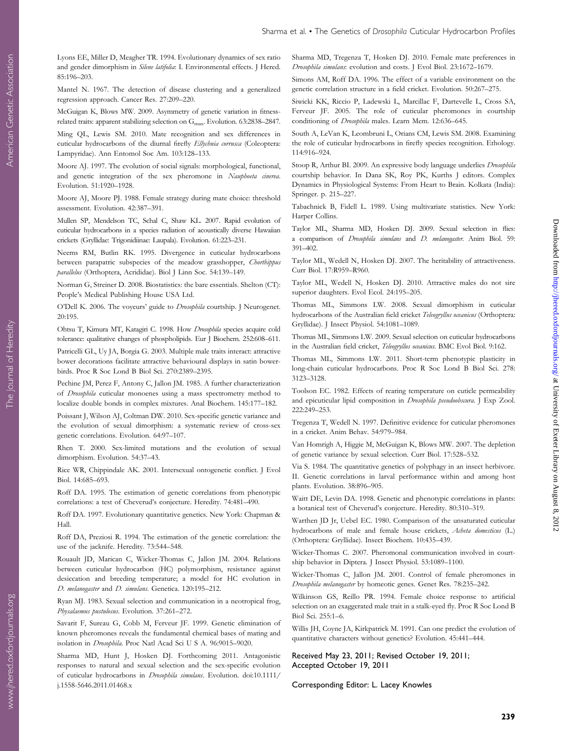Lyons EE, Miller D, Meagher TR. 1994. Evolutionary dynamics of sex ratio and gender dimorphism in *Silene latifolia*: I. Environmental effects. J Hered. 85:196–203.

Mantel N. 1967. The detection of disease clustering and a generalized regression approach. Cancer Res. 27:209–220.

McGuigan K, Blows MW. 2009. Asymmetry of genetic variation in fitness-related traits: apparent stabilizing selection on $G_{max}$. Evolution. 63:2838–2847.

Ming QL, Lewis SM. 2010. Mate recognition and sex differences in cuticular hydrocarbons of the diurnal firefly *Ellychnia corrusca* (Coleoptera: Lampyridae). Ann Entomol Soc Am. 103:128–133.

Moore AJ. 1997. The evolution of social signals: morphological, functional, and genetic integration of the sex pheromone in *Nauphoeta cinerea*. Evolution. 51:1920–1928.

Moore AJ, Moore PJ. 1988. Female strategy during mate choice: threshold assessment. Evolution. 42:387–391.

Mullen SP, Mendelson TC, Schal C, Shaw KL. 2007. Rapid evolution of cuticular hydrocarbons in a species radiation of acoustically diverse Hawaiian crickets (Gryllidae: Trigonidiinae: Laupala). Evolution. 61:223–231.

Neems RM, Butlin RK. 1995. Divergence in cuticular hydrocarbons between parapatric subspecies of the meadow grasshopper, *Chorthippus parallelus* (Orthoptera, Acrididae). Biol J Linn Soc. 54:139–149.

Norman G, Streiner D. 2008. Biostatistics: the bare essentials. Shelton (CT): People's Medical Publishing House USA Ltd.

O'Dell K. 2006. The voyeurs' guide to *Drosophila* courtship. J Neurogenet. 20:195.

Ohtsu T, Kimura MT, Katagiri C. 1998. How *Drosophila* species acquire cold tolerance: qualitative changes of phospholipids. Eur J Biochem. 252:608–611.

Patricelli GL, Uy JA, Borgia G. 2003. Multiple male traits interact: attractive bower decorations facilitate attractive behavioural displays in satin bowerbirds. Proc R Soc Lond B Biol Sci. 270:2389–2395.

Pechine JM, Perez F, Antony C, Jallon JM. 1985. A further characterization of *Drosophila* cuticular monoenes using a mass spectrometry method to localize double bonds in complex mixtures. Anal Biochem. 145:177–182.

Poissant J, Wilson AJ, Coltman DW. 2010. Sex-specific genetic variance and the evolution of sexual dimorphism: a systematic review of cross-sex genetic correlations. Evolution. 64:97–107.

Rhen T. 2000. Sex-limited mutations and the evolution of sexual dimorphism. Evolution. 54:37–43.

Rice WR, Chippindale AK. 2001. Intersexual ontogenetic conflict. J Evol Biol. 14:685–693.

Roff DA. 1995. The estimation of genetic correlations from phenotypic correlations: a test of Cheverud's conjecture. Heredity. 74:481–490.

Roff DA. 1997. Evolutionary quantitative genetics. New York: Chapman & Hall.

Roff DA, Preziosi R. 1994. The estimation of the genetic correlation: the use of the jacknife. Heredity. 73:544–548.

Rouault JD, Marican C, Wicker-Thomas C, Jallon JM. 2004. Relations between cuticular hydrocarbon (HC) polymorphism, resistance against desiccation and breeding temperature; a model for HC evolution in *D. melanogaster* and *D. simulans*. Genetica. 120:195–212.

Ryan MJ. 1983. Sexual selection and communication in a neotropical frog, *Physalaemus pustulosus*. Evolution. 37:261–272.

Savarit F, Sureau G, Cobb M, Ferveur JF. 1999. Genetic elimination of known pheromones reveals the fundamental chemical bases of mating and isolation in *Drosophila*. Proc Natl Acad Sci U S A. 96:9015–9020.

Sharma MD, Hunt J, Hosken DJ. Forthcoming 2011. Antagonistic responses to natural and sexual selection and the sex-specific evolution of cuticular hydrocarbons in *Drosophila simulans*. Evolution. doi:10.1111/j.1558-5646.2011.01468.x

Sharma MD, Tregenza T, Hosken DJ. 2010. Female mate preferences in *Drosophila simulans*: evolution and costs. J Evol Biol. 23:1672–1679.

Simons AM, Roff DA. 1996. The effect of a variable environment on the genetic correlation structure in a field cricket. Evolution. 50:267–275.

Siwicki KK, Riccio P, Ladewski L, Marcillac F, Dartevelle L, Cross SA, Ferveur JF. 2005. The role of cuticular pheromones in courtship conditioning of *Drosophila* males. Learn Mem. 12:636–645.

South A, LeVan K, Leombruni L, Orians CM, Lewis SM. 2008. Examining the role of cuticular hydrocarbons in firefly species recognition. Ethology. 114:916–924.

Stoop R, Arthur BI. 2009. An expressive body language underlies *Drosophila* courtship behavior. In Dana SK, Roy PK, Kurths J editors. Complex Dynamics in Physiological Systems: From Heart to Brain. Kolkata (India): Springer. p. 215–227.

Tabachnick B, Fidell L. 1989. Using multivariate statistics. New York: Harper Collins.

Taylor ML, Sharma MD, Hosken DJ. 2009. Sexual selection in flies: a comparison of *Drosophila simulans* and *D. melanogaster*. Anim Biol. 59: 391–402.

Taylor ML, Wedell N, Hosken DJ. 2007. The heritability of attractiveness. Curr Biol. 17:R959–R960.

Taylor ML, Wedell N, Hosken DJ. 2010. Attractive males do not sire superior daughters. Evol Ecol. 24:195–205.

Thomas ML, Simmons LW. 2008. Sexual dimorphism in cuticular hydrocarbons of the Australian field cricket *Teleogryllus oceanicus* (Orthoptera: Gryllidae). J Insect Physiol. 54:1081–1089.

Thomas ML, Simmons LW. 2009. Sexual selection on cuticular hydrocarbons in the Australian field cricket, *Teleogryllus oceanicus*. BMC Evol Biol. 9:162.

Thomas ML, Simmons LW. 2011. Short-term phenotypic plasticity in long-chain cuticular hydrocarbons. Proc R Soc Lond B Biol Sci. 278: 3123–3128.

Toolson EC. 1982. Effects of rearing temperature on cuticle permeability and epicuticular lipid composition in *Drosophila pseudoobscura*. J Exp Zool. 222:249–253.

Tregenza T, Wedell N. 1997. Definitive evidence for cuticular pheromones in a cricket. Anim Behav. 54:979–984.

Van Homrigh A, Higgie M, McGuigan K, Blows MW. 2007. The depletion of genetic variance by sexual selection. Curr Biol. 17:528–532.

Via S. 1984. The quantitative genetics of polyphagy in an insect herbivore. II. Genetic correlations in larval performance within and among host plants. Evolution. 38:896–905.

Waitt DE, Levin DA. 1998. Genetic and phenotypic correlations in plants: a botanical test of Cheverud's conjecture. Heredity. 80:310–319.

Warthen JD Jr, Uebel EC. 1980. Comparison of the unsaturated cuticular hydrocarbons of male and female house crickets, *Acheta domesticus* (L.) (Orthoptera: Gryllidae). Insect Biochem. 10:435–439.

Wicker-Thomas C. 2007. Pheromonal communication involved in courtship behavior in Diptera. J Insect Physiol. 53:1089–1100.

Wicker-Thomas C, Jallon JM. 2001. Control of female pheromones in *Drosophila melanogaster* by homeotic genes. Genet Res. 78:235–242.

Wilkinson GS, Reillo PR. 1994. Female choice response to artificial selection on an exaggerated male trait in a stalk-eyed fly. Proc R Soc Lond B Biol Sci. 255:1–6.

Willis JH, Coyne JA, Kirkpatrick M. 1991. Can one predict the evolution of quantitative characters without genetics? Evolution. 45:441–444.

**Received May 23, 2011; Revised October 19, 2011; Accepted October 19, 2011**

**Corresponding Editor: L. Lacey Knowles**